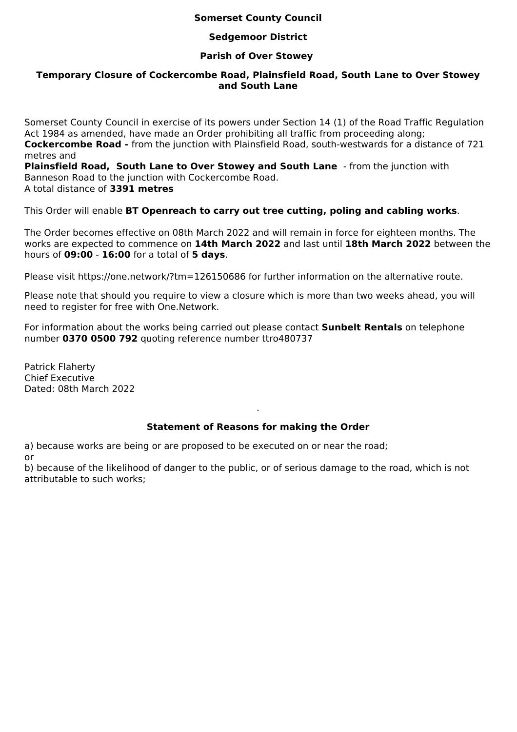**Somerset County Council**

**Sedgemoor District**

**Parish of Over Stowey**

**Temporary Closure of Cockercombe Road, Plainsfield Road, South Lane to Over Stowey and South Lane**

Somerset County Council in exercise of its powers under Section 14 (1) of the Road Traffic Regulation Act 1984 as amended, have made an Order prohibiting all traffic from proceeding along;
**Cockercombe Road -** from the junction with Plainsfield Road, south-westwards for a distance of 721 metres and
**Plainsfield Road, South Lane to Over Stowey and South Lane** - from the junction with Banneson Road to the junction with Cockercombe Road.
A total distance of **3391 metres**

This Order will enable **BT Openreach to carry out tree cutting, poling and cabling works**.

The Order becomes effective on 08th March 2022 and will remain in force for eighteen months. The works are expected to commence on **14th March 2022** and last until **18th March 2022** between the hours of **09:00** - **16:00** for a total of **5 days**.

Please visit https://one.network/?tm=126150686 for further information on the alternative route.

Please note that should you require to view a closure which is more than two weeks ahead, you will need to register for free with One.Network.

For information about the works being carried out please contact **Sunbelt Rentals** on telephone number **0370 0500 792** quoting reference number ttro480737

Patrick Flaherty
Chief Executive
Dated: 08th March 2022

**Statement of Reasons for making the Order**

a) because works are being or are proposed to be executed on or near the road;
or
b) because of the likelihood of danger to the public, or of serious damage to the road, which is not attributable to such works;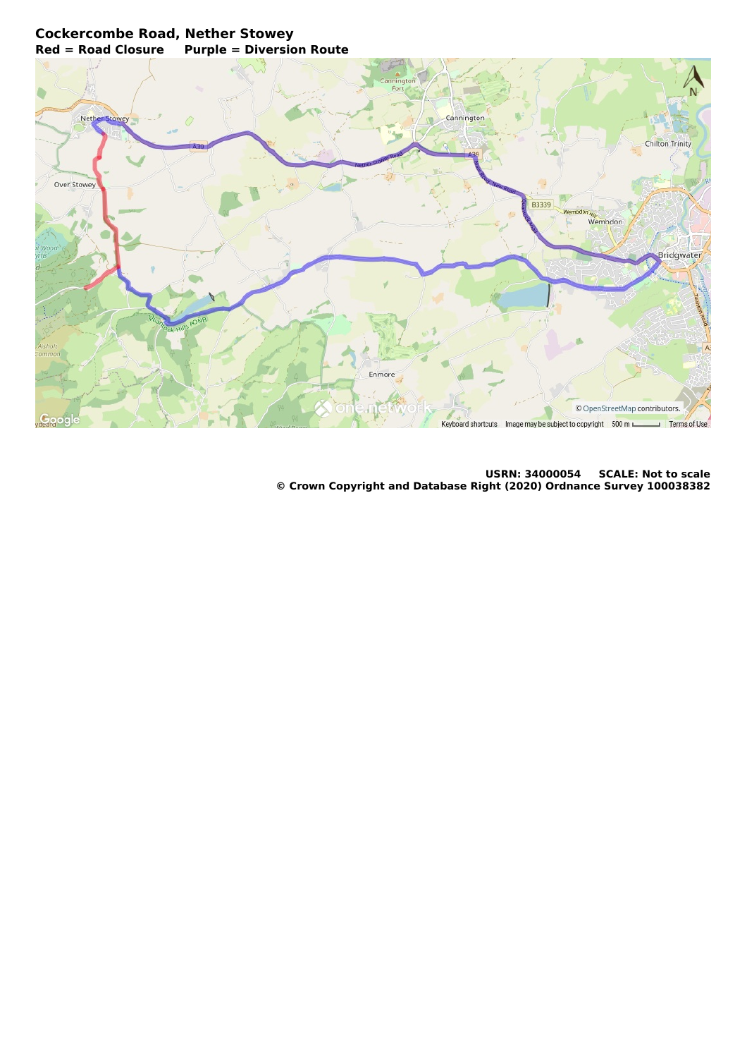## Cockercombe Road, Nether Stowey

**Red = Road Closure     Purple = Diversion Route**

Nether Stowey
Over Stowey
Cannington Fort
Cannington
Chilton Trinity
Nether Stowey Road
A39
B3339
Wembdon Hill
Wembdon
Bridgwater
Quantock Hills AONB
Aisholt Common
Enmore
Taunton Road
© OpenStreetMap contributors.
Keyboard shortcuts   Image may be subject to copyright   500 m   Terms of Use

**USRN: 34000054     SCALE: Not to scale**
**© Crown Copyright and Database Right (2020) Ordnance Survey 100038382**